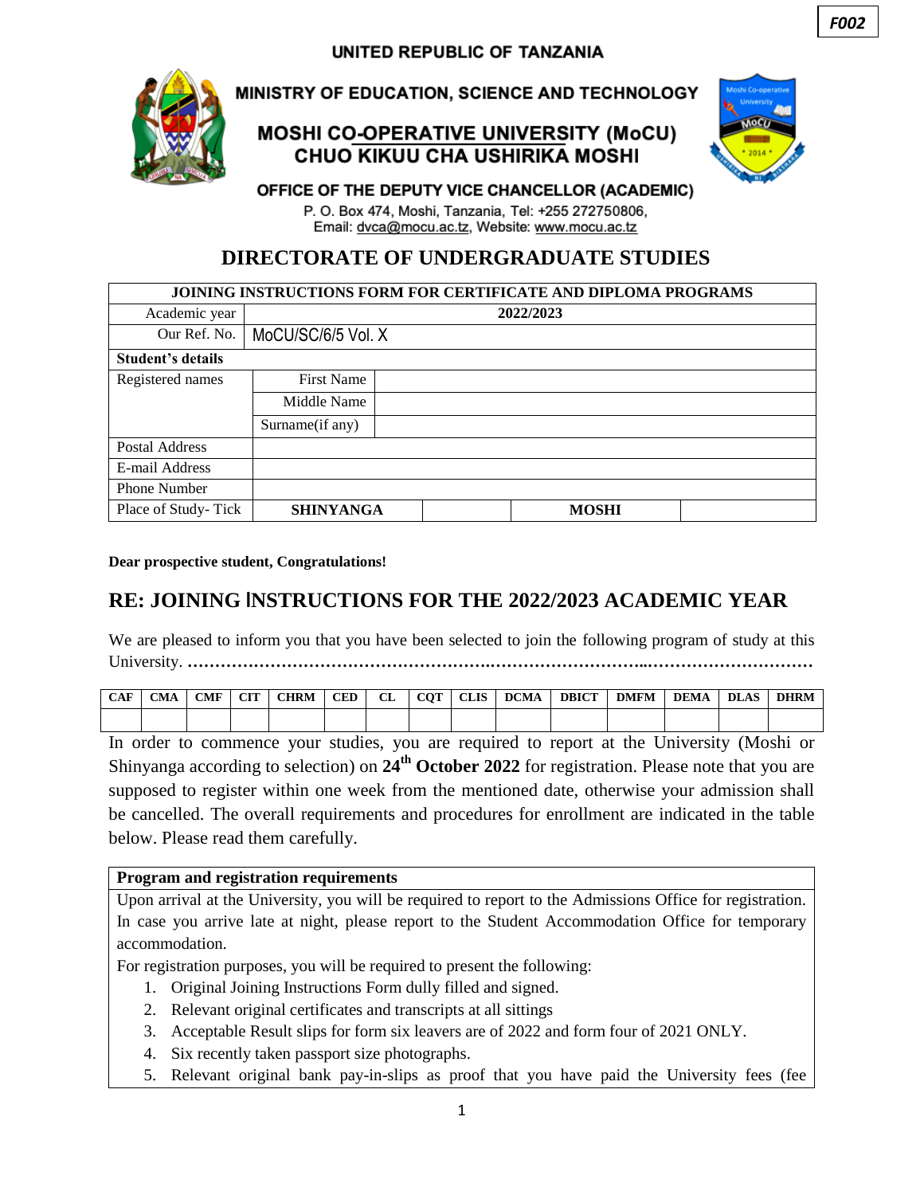F002

UNITED REPUBLIC OF TANZANIA

MINISTRY OF EDUCATION, SCIENCE AND TECHNOLOGY

**MOSHI CO-OPERATIVE UNIVERSITY (MoCU)**
**CHUO KIKUU CHA USHIRIKA MOSHI**

OFFICE OF THE DEPUTY VICE CHANCELLOR (ACADEMIC)

P. O. Box 474, Moshi, Tanzania, Tel: +255 272750806,
Email: dvca@mocu.ac.tz, Website: www.mocu.ac.tz

# DIRECTORATE OF UNDERGRADUATE STUDIES

| JOINING INSTRUCTIONS FORM FOR CERTIFICATE AND DIPLOMA PROGRAMS | | | | |
|---|---|---|---|---|
| Academic year | 2022/2023 | | | |
| Our Ref. No. | MoCU/SC/6/5 Vol. X | | | |
| **Student's details** | | | | |
| Registered names | First Name | | | |
| | Middle Name | | | |
| | Surname(if any) | | | |
| Postal Address | | | | |
| E-mail Address | | | | |
| Phone Number | | | | |
| Place of Study- Tick | **SHINYANGA** | | **MOSHI** | |

**Dear prospective student, Congratulations!**

## RE: JOINING INSTRUCTIONS FOR THE 2022/2023 ACADEMIC YEAR

We are pleased to inform you that you have been selected to join the following program of study at this University. **…………………………………………….……………………..…………………………**

| CAF | CMA | CMF | CIT | CHRM | CED | CL | CQT | CLIS | DCMA | DBICT | DMFM | DEMA | DLAS | DHRM |
|---|---|---|---|---|---|---|---|---|---|---|---|---|---|---|
| | | | | | | | | | | | | | | |

In order to commence your studies, you are required to report at the University (Moshi or Shinyanga according to selection) on **24th October 2022** for registration. Please note that you are supposed to register within one week from the mentioned date, otherwise your admission shall be cancelled. The overall requirements and procedures for enrollment are indicated in the table below. Please read them carefully.

**Program and registration requirements**

Upon arrival at the University, you will be required to report to the Admissions Office for registration. In case you arrive late at night, please report to the Student Accommodation Office for temporary accommodation.

For registration purposes, you will be required to present the following:

1. Original Joining Instructions Form dully filled and signed.
2. Relevant original certificates and transcripts at all sittings
3. Acceptable Result slips for form six leavers are of 2022 and form four of 2021 ONLY.
4. Six recently taken passport size photographs.
5. Relevant original bank pay-in-slips as proof that you have paid the University fees (fee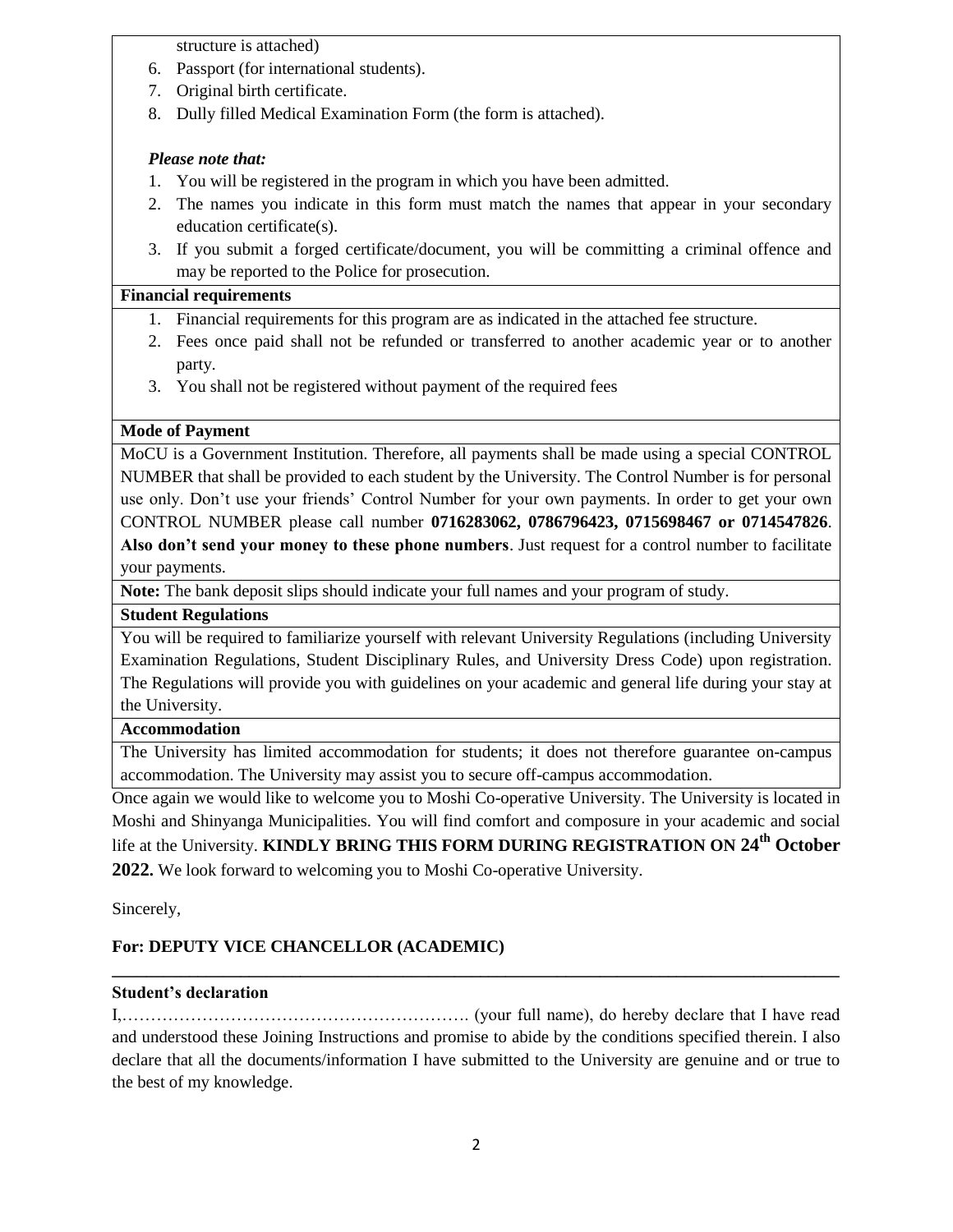structure is attached)

6. Passport (for international students).
7. Original birth certificate.
8. Dully filled Medical Examination Form (the form is attached).

***Please note that:***

1. You will be registered in the program in which you have been admitted.
2. The names you indicate in this form must match the names that appear in your secondary education certificate(s).
3. If you submit a forged certificate/document, you will be committing a criminal offence and may be reported to the Police for prosecution.

**Financial requirements**

1. Financial requirements for this program are as indicated in the attached fee structure.
2. Fees once paid shall not be refunded or transferred to another academic year or to another party.
3. You shall not be registered without payment of the required fees

**Mode of Payment**

MoCU is a Government Institution. Therefore, all payments shall be made using a special CONTROL NUMBER that shall be provided to each student by the University. The Control Number is for personal use only. Don't use your friends' Control Number for your own payments. In order to get your own CONTROL NUMBER please call number **0716283062, 0786796423, 0715698467 or 0714547826**. **Also don't send your money to these phone numbers**. Just request for a control number to facilitate your payments.

**Note:** The bank deposit slips should indicate your full names and your program of study.

**Student Regulations**

You will be required to familiarize yourself with relevant University Regulations (including University Examination Regulations, Student Disciplinary Rules, and University Dress Code) upon registration. The Regulations will provide you with guidelines on your academic and general life during your stay at the University.

**Accommodation**

The University has limited accommodation for students; it does not therefore guarantee on-campus accommodation. The University may assist you to secure off-campus accommodation.

Once again we would like to welcome you to Moshi Co-operative University. The University is located in Moshi and Shinyanga Municipalities. You will find comfort and composure in your academic and social life at the University. **KINDLY BRING THIS FORM DURING REGISTRATION ON 24th October 2022.** We look forward to welcoming you to Moshi Co-operative University.

Sincerely,

**For: DEPUTY VICE CHANCELLOR (ACADEMIC)**

---

**Student's declaration**

I,……………………………………………………. (your full name), do hereby declare that I have read and understood these Joining Instructions and promise to abide by the conditions specified therein. I also declare that all the documents/information I have submitted to the University are genuine and or true to the best of my knowledge.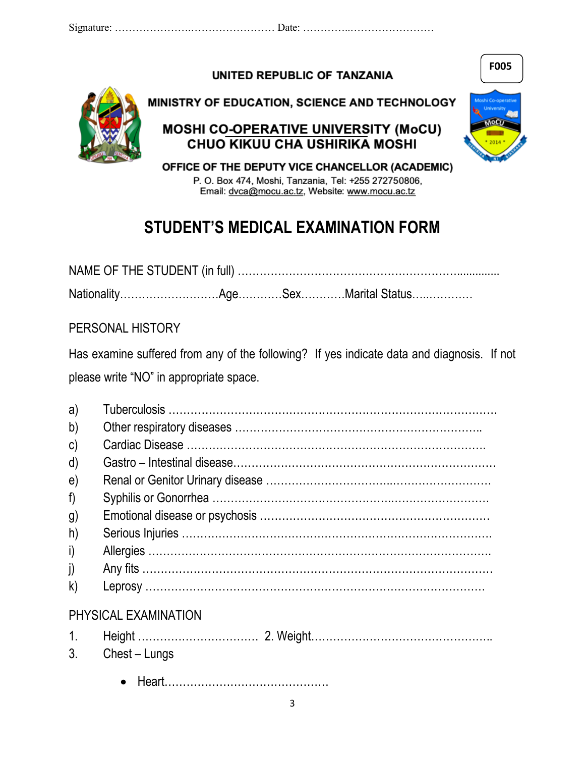Signature: …………………..………………… Date: …………..……………………

F005

**UNITED REPUBLIC OF TANZANIA**

**MINISTRY OF EDUCATION, SCIENCE AND TECHNOLOGY**

**MOSHI CO-OPERATIVE UNIVERSITY (MoCU)**
**CHUO KIKUU CHA USHIRIKA MOSHI**

**OFFICE OF THE DEPUTY VICE CHANCELLOR (ACADEMIC)**
P. O. Box 474, Moshi, Tanzania, Tel: +255 272750806,
Email: dvca@mocu.ac.tz, Website: www.mocu.ac.tz

# STUDENT'S MEDICAL EXAMINATION FORM

NAME OF THE STUDENT (in full) ……………………………………………………...............

Nationality………………………Age…………Sex…………Marital Status…..…………

PERSONAL HISTORY

Has examine suffered from any of the following? If yes indicate data and diagnosis. If not please write "NO" in appropriate space.

a) Tuberculosis ……………………………………………………………………………
b) Other respiratory diseases ………………………………………………………..
c) Cardiac Disease ……………………………………………………………………..
d) Gastro – Intestinal disease……………………………………………………………
e) Renal or Genitor Urinary disease …………………………..………………………
f) Syphilis or Gonorrhea ……………………………………..……………………
g) Emotional disease or psychosis ……………………………………………………
h) Serious Injuries ……………………………………………………………………
i) Allergies ……………………………………………………………………………
j) Any fits ……………………………………………………………………………
k) Leprosy ……………………………………………………………………………

PHYSICAL EXAMINATION

1. Height …………………………… 2. Weight…………………………………………..
3. Chest – Lungs
   - Heart………………………………………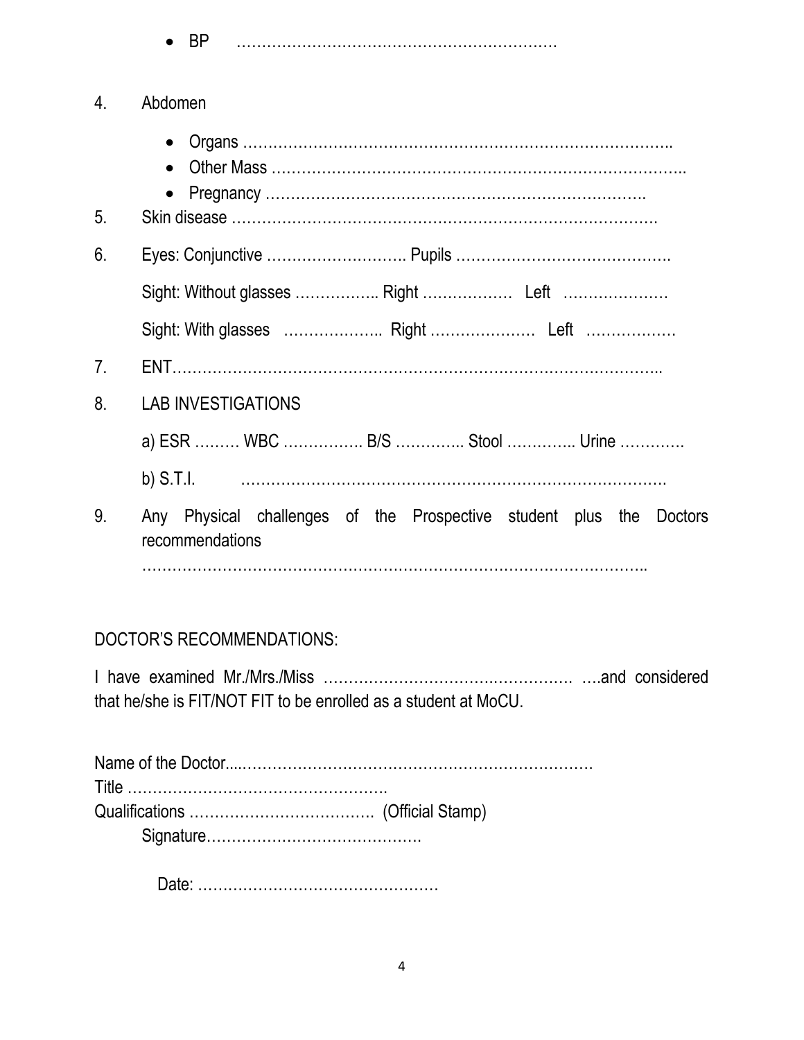- BP ……………………………………………………….

4. Abdomen

   - Organs ………………………………………………………………………….
   - Other Mass ……………………………………………………………………..
   - Pregnancy ………………………………………………………………….

5. Skin disease ………………………………………………………………………….

6. Eyes: Conjunctive ………………………. Pupils …………………………………….

   Sight: Without glasses …………….. Right ……………… Left …………………

   Sight: With glasses ……………….. Right ………………… Left ……………..

7. ENT………………………………………………………………………………..

8. LAB INVESTIGATIONS

   a) ESR ……… WBC ……………. B/S ………….. Stool ………….. Urine ………….

   b) S.T.I. ……………………………………………………………………….

9. Any Physical challenges of the Prospective student plus the Doctors recommendations

   ……………………………………………………………………………………..

DOCTOR'S RECOMMENDATIONS:

I have examined Mr./Mrs./Miss ……………………………………………. ….and considered that he/she is FIT/NOT FIT to be enrolled as a student at MoCU.

Name of the Doctor....…………………………………………………………….
Title …………………………………………….
Qualifications ………………………………. (Official Stamp)
Signature…………………………………….

Date: …………………………………………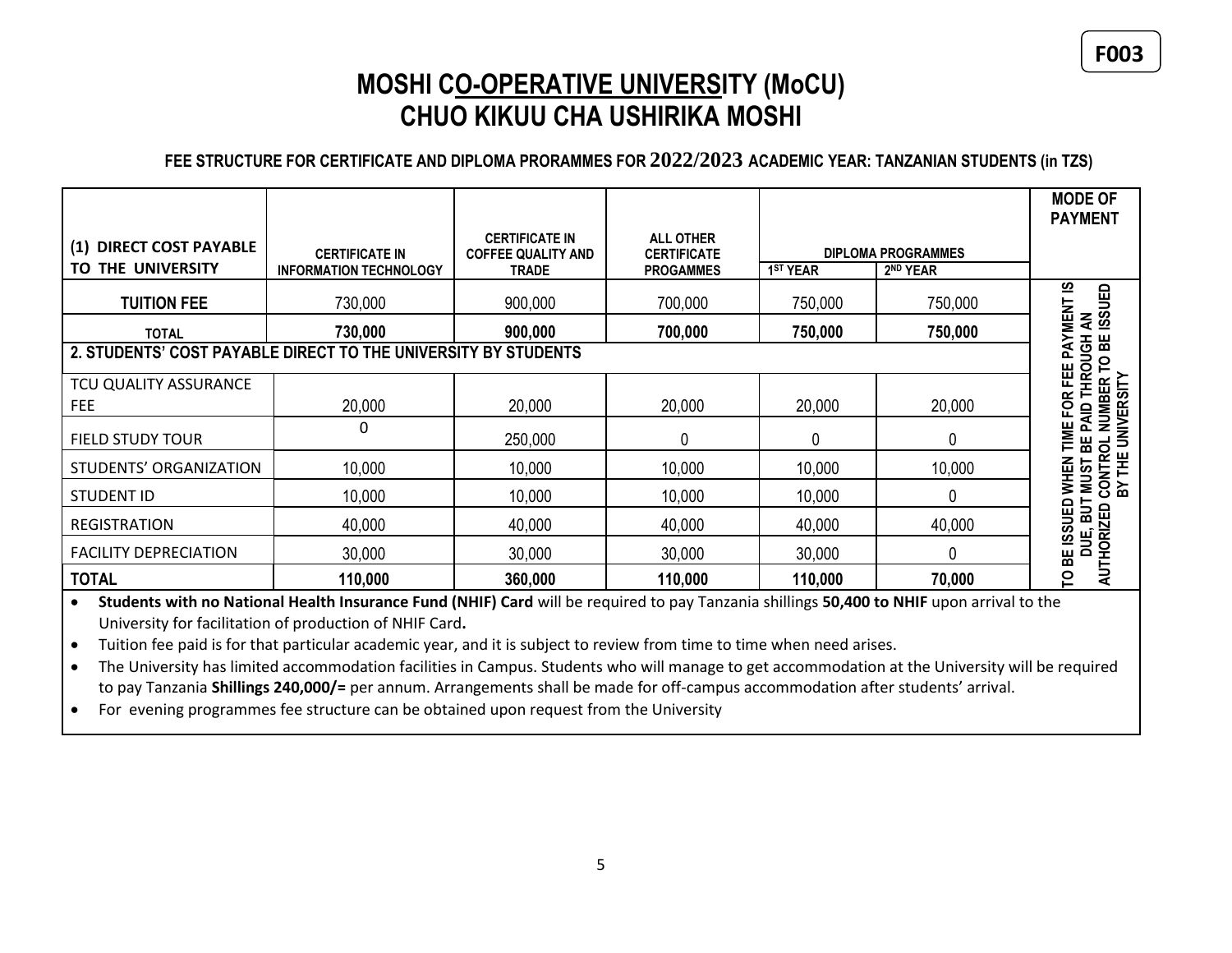F003

# MOSHI CO-OPERATIVE UNIVERSITY (MoCU)
# CHUO KIKUU CHA USHIRIKA MOSHI

**FEE STRUCTURE FOR CERTIFICATE AND DIPLOMA PRORAMMES FOR 2022/2023 ACADEMIC YEAR: TANZANIAN STUDENTS (in TZS)**

| (1) DIRECT COST PAYABLE TO THE UNIVERSITY | CERTIFICATE IN INFORMATION TECHNOLOGY | CERTIFICATE IN COFFEE QUALITY AND TRADE | ALL OTHER CERTIFICATE PROGAMMES | DIPLOMA PROGRAMMES | | MODE OF PAYMENT |
|---|---|---|---|---|---|---|
| | | | | 1ST YEAR | 2ND YEAR | |
| **TUITION FEE** | 730,000 | 900,000 | 700,000 | 750,000 | 750,000 | TO BE ISSUED WHEN TIME FOR FEE PAYMENT IS DUE, BUT MUST BE PAID THROUGH AN AUTHORIZED CONTROL NUMBER TO BE ISSUED BY THE UNIVERSITY |
| **TOTAL** | **730,000** | **900,000** | **700,000** | **750,000** | **750,000** | |
| **2. STUDENTS' COST PAYABLE DIRECT TO THE UNIVERSITY BY STUDENTS** | | | | | | |
| TCU QUALITY ASSURANCE FEE | 20,000 | 20,000 | 20,000 | 20,000 | 20,000 | |
| FIELD STUDY TOUR | 0 | 250,000 | 0 | 0 | 0 | |
| STUDENTS' ORGANIZATION | 10,000 | 10,000 | 10,000 | 10,000 | 10,000 | |
| STUDENT ID | 10,000 | 10,000 | 10,000 | 10,000 | 0 | |
| REGISTRATION | 40,000 | 40,000 | 40,000 | 40,000 | 40,000 | |
| FACILITY DEPRECIATION | 30,000 | 30,000 | 30,000 | 30,000 | 0 | |
| **TOTAL** | **110,000** | **360,000** | **110,000** | **110,000** | **70,000** | |

- **Students with no National Health Insurance Fund (NHIF) Card** will be required to pay Tanzania shillings **50,400 to NHIF** upon arrival to the University for facilitation of production of NHIF Card**.**
- Tuition fee paid is for that particular academic year, and it is subject to review from time to time when need arises.
- The University has limited accommodation facilities in Campus. Students who will manage to get accommodation at the University will be required to pay Tanzania **Shillings 240,000/=** per annum. Arrangements shall be made for off-campus accommodation after students' arrival.
- For evening programmes fee structure can be obtained upon request from the University